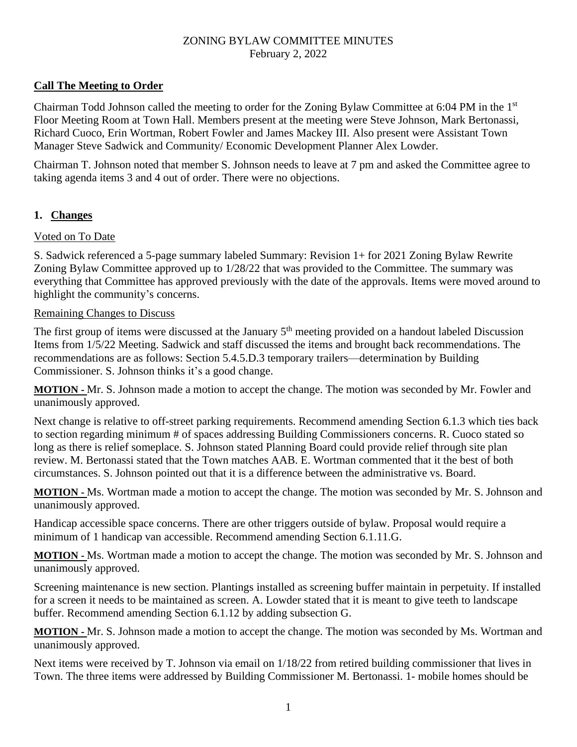ZONING BYLAW COMMITTEE MINUTES
February 2, 2022

## **Call The Meeting to Order**

Chairman Todd Johnson called the meeting to order for the Zoning Bylaw Committee at 6:04 PM in the 1st Floor Meeting Room at Town Hall. Members present at the meeting were Steve Johnson, Mark Bertonassi, Richard Cuoco, Erin Wortman, Robert Fowler and James Mackey III. Also present were Assistant Town Manager Steve Sadwick and Community/ Economic Development Planner Alex Lowder.

Chairman T. Johnson noted that member S. Johnson needs to leave at 7 pm and asked the Committee agree to taking agenda items 3 and 4 out of order. There were no objections.

## **1. Changes**

Voted on To Date

S. Sadwick referenced a 5-page summary labeled Summary: Revision 1+ for 2021 Zoning Bylaw Rewrite Zoning Bylaw Committee approved up to 1/28/22 that was provided to the Committee. The summary was everything that Committee has approved previously with the date of the approvals. Items were moved around to highlight the community's concerns.

Remaining Changes to Discuss

The first group of items were discussed at the January 5th meeting provided on a handout labeled Discussion Items from 1/5/22 Meeting. Sadwick and staff discussed the items and brought back recommendations. The recommendations are as follows: Section 5.4.5.D.3 temporary trailers—determination by Building Commissioner. S. Johnson thinks it's a good change.

**MOTION -** Mr. S. Johnson made a motion to accept the change. The motion was seconded by Mr. Fowler and unanimously approved.

Next change is relative to off-street parking requirements. Recommend amending Section 6.1.3 which ties back to section regarding minimum # of spaces addressing Building Commissioners concerns. R. Cuoco stated so long as there is relief someplace. S. Johnson stated Planning Board could provide relief through site plan review. M. Bertonassi stated that the Town matches AAB. E. Wortman commented that it the best of both circumstances. S. Johnson pointed out that it is a difference between the administrative vs. Board.

**MOTION -** Ms. Wortman made a motion to accept the change. The motion was seconded by Mr. S. Johnson and unanimously approved.

Handicap accessible space concerns. There are other triggers outside of bylaw. Proposal would require a minimum of 1 handicap van accessible. Recommend amending Section 6.1.11.G.

**MOTION -** Ms. Wortman made a motion to accept the change. The motion was seconded by Mr. S. Johnson and unanimously approved.

Screening maintenance is new section. Plantings installed as screening buffer maintain in perpetuity. If installed for a screen it needs to be maintained as screen. A. Lowder stated that it is meant to give teeth to landscape buffer. Recommend amending Section 6.1.12 by adding subsection G.

**MOTION -** Mr. S. Johnson made a motion to accept the change. The motion was seconded by Ms. Wortman and unanimously approved.

Next items were received by T. Johnson via email on 1/18/22 from retired building commissioner that lives in Town. The three items were addressed by Building Commissioner M. Bertonassi. 1- mobile homes should be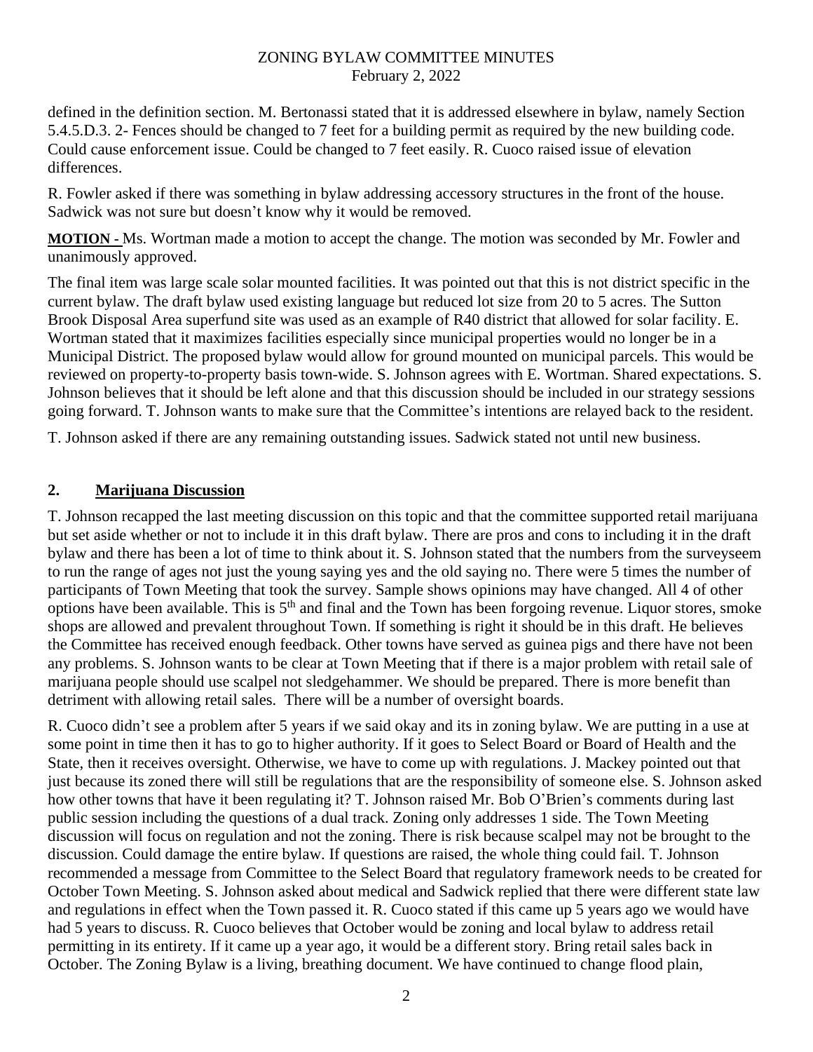defined in the definition section. M. Bertonassi stated that it is addressed elsewhere in bylaw, namely Section 5.4.5.D.3. 2- Fences should be changed to 7 feet for a building permit as required by the new building code. Could cause enforcement issue. Could be changed to 7 feet easily. R. Cuoco raised issue of elevation differences.

R. Fowler asked if there was something in bylaw addressing accessory structures in the front of the house. Sadwick was not sure but doesn't know why it would be removed.

**MOTION -** Ms. Wortman made a motion to accept the change. The motion was seconded by Mr. Fowler and unanimously approved.

The final item was large scale solar mounted facilities. It was pointed out that this is not district specific in the current bylaw. The draft bylaw used existing language but reduced lot size from 20 to 5 acres. The Sutton Brook Disposal Area superfund site was used as an example of R40 district that allowed for solar facility. E. Wortman stated that it maximizes facilities especially since municipal properties would no longer be in a Municipal District. The proposed bylaw would allow for ground mounted on municipal parcels. This would be reviewed on property-to-property basis town-wide. S. Johnson agrees with E. Wortman. Shared expectations. S. Johnson believes that it should be left alone and that this discussion should be included in our strategy sessions going forward. T. Johnson wants to make sure that the Committee's intentions are relayed back to the resident.

T. Johnson asked if there are any remaining outstanding issues. Sadwick stated not until new business.

## 2. Marijuana Discussion

T. Johnson recapped the last meeting discussion on this topic and that the committee supported retail marijuana but set aside whether or not to include it in this draft bylaw. There are pros and cons to including it in the draft bylaw and there has been a lot of time to think about it. S. Johnson stated that the numbers from the surveyseem to run the range of ages not just the young saying yes and the old saying no. There were 5 times the number of participants of Town Meeting that took the survey. Sample shows opinions may have changed. All 4 of other options have been available. This is 5th and final and the Town has been forgoing revenue. Liquor stores, smoke shops are allowed and prevalent throughout Town. If something is right it should be in this draft. He believes the Committee has received enough feedback. Other towns have served as guinea pigs and there have not been any problems. S. Johnson wants to be clear at Town Meeting that if there is a major problem with retail sale of marijuana people should use scalpel not sledgehammer. We should be prepared. There is more benefit than detriment with allowing retail sales. There will be a number of oversight boards.

R. Cuoco didn't see a problem after 5 years if we said okay and its in zoning bylaw. We are putting in a use at some point in time then it has to go to higher authority. If it goes to Select Board or Board of Health and the State, then it receives oversight. Otherwise, we have to come up with regulations. J. Mackey pointed out that just because its zoned there will still be regulations that are the responsibility of someone else. S. Johnson asked how other towns that have it been regulating it? T. Johnson raised Mr. Bob O'Brien's comments during last public session including the questions of a dual track. Zoning only addresses 1 side. The Town Meeting discussion will focus on regulation and not the zoning. There is risk because scalpel may not be brought to the discussion. Could damage the entire bylaw. If questions are raised, the whole thing could fail. T. Johnson recommended a message from Committee to the Select Board that regulatory framework needs to be created for October Town Meeting. S. Johnson asked about medical and Sadwick replied that there were different state law and regulations in effect when the Town passed it. R. Cuoco stated if this came up 5 years ago we would have had 5 years to discuss. R. Cuoco believes that October would be zoning and local bylaw to address retail permitting in its entirety. If it came up a year ago, it would be a different story. Bring retail sales back in October. The Zoning Bylaw is a living, breathing document. We have continued to change flood plain,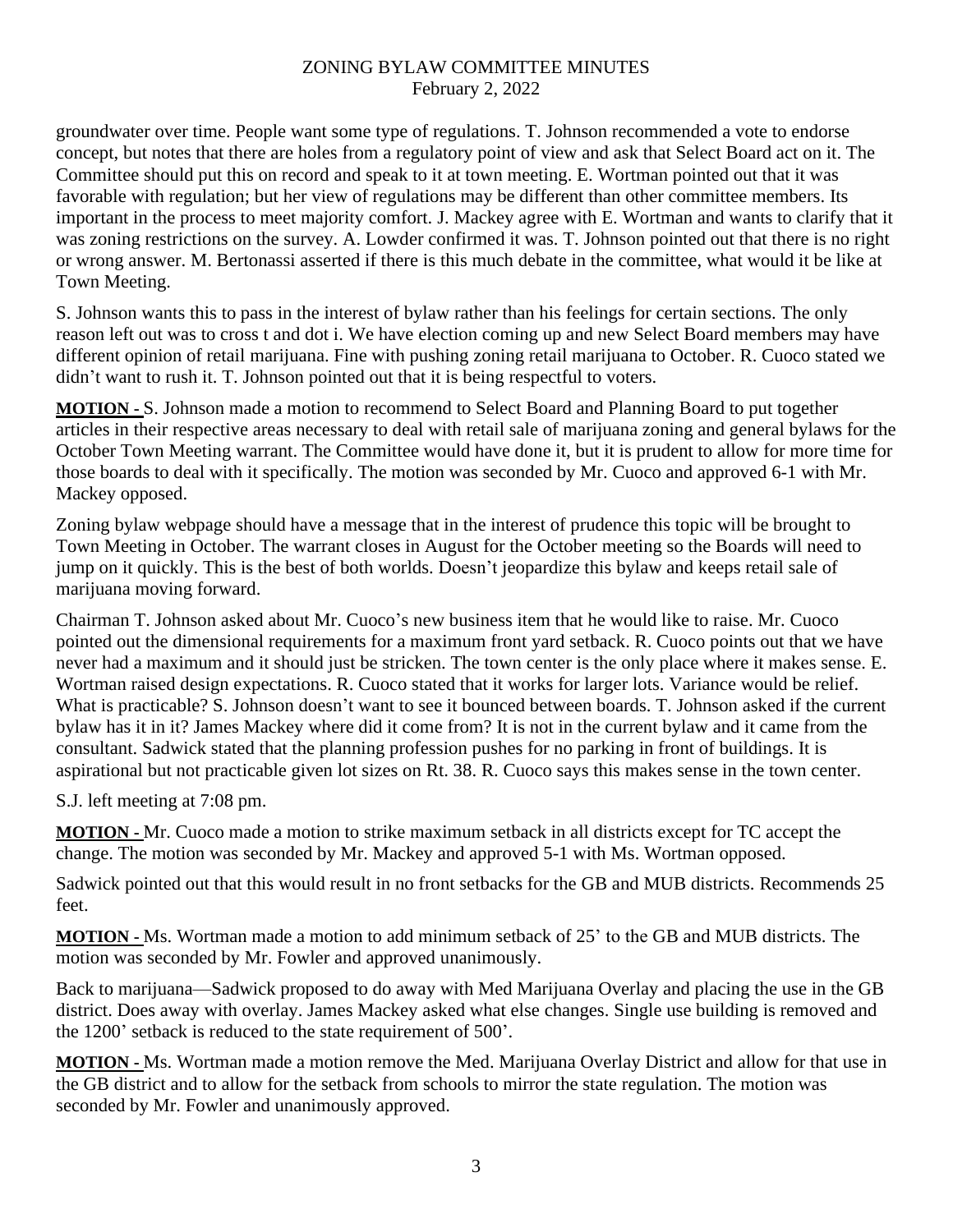groundwater over time. People want some type of regulations. T. Johnson recommended a vote to endorse concept, but notes that there are holes from a regulatory point of view and ask that Select Board act on it. The Committee should put this on record and speak to it at town meeting. E. Wortman pointed out that it was favorable with regulation; but her view of regulations may be different than other committee members. Its important in the process to meet majority comfort. J. Mackey agree with E. Wortman and wants to clarify that it was zoning restrictions on the survey. A. Lowder confirmed it was. T. Johnson pointed out that there is no right or wrong answer. M. Bertonassi asserted if there is this much debate in the committee, what would it be like at Town Meeting.

S. Johnson wants this to pass in the interest of bylaw rather than his feelings for certain sections. The only reason left out was to cross t and dot i. We have election coming up and new Select Board members may have different opinion of retail marijuana. Fine with pushing zoning retail marijuana to October. R. Cuoco stated we didn't want to rush it. T. Johnson pointed out that it is being respectful to voters.

**MOTION -** S. Johnson made a motion to recommend to Select Board and Planning Board to put together articles in their respective areas necessary to deal with retail sale of marijuana zoning and general bylaws for the October Town Meeting warrant. The Committee would have done it, but it is prudent to allow for more time for those boards to deal with it specifically. The motion was seconded by Mr. Cuoco and approved 6-1 with Mr. Mackey opposed.

Zoning bylaw webpage should have a message that in the interest of prudence this topic will be brought to Town Meeting in October. The warrant closes in August for the October meeting so the Boards will need to jump on it quickly. This is the best of both worlds. Doesn't jeopardize this bylaw and keeps retail sale of marijuana moving forward.

Chairman T. Johnson asked about Mr. Cuoco's new business item that he would like to raise. Mr. Cuoco pointed out the dimensional requirements for a maximum front yard setback. R. Cuoco points out that we have never had a maximum and it should just be stricken. The town center is the only place where it makes sense. E. Wortman raised design expectations. R. Cuoco stated that it works for larger lots. Variance would be relief. What is practicable? S. Johnson doesn't want to see it bounced between boards. T. Johnson asked if the current bylaw has it in it? James Mackey where did it come from? It is not in the current bylaw and it came from the consultant. Sadwick stated that the planning profession pushes for no parking in front of buildings. It is aspirational but not practicable given lot sizes on Rt. 38. R. Cuoco says this makes sense in the town center.

S.J. left meeting at 7:08 pm.

**MOTION -** Mr. Cuoco made a motion to strike maximum setback in all districts except for TC accept the change. The motion was seconded by Mr. Mackey and approved 5-1 with Ms. Wortman opposed.

Sadwick pointed out that this would result in no front setbacks for the GB and MUB districts. Recommends 25 feet.

**MOTION -** Ms. Wortman made a motion to add minimum setback of 25' to the GB and MUB districts. The motion was seconded by Mr. Fowler and approved unanimously.

Back to marijuana—Sadwick proposed to do away with Med Marijuana Overlay and placing the use in the GB district. Does away with overlay. James Mackey asked what else changes. Single use building is removed and the 1200' setback is reduced to the state requirement of 500'.

**MOTION -** Ms. Wortman made a motion remove the Med. Marijuana Overlay District and allow for that use in the GB district and to allow for the setback from schools to mirror the state regulation. The motion was seconded by Mr. Fowler and unanimously approved.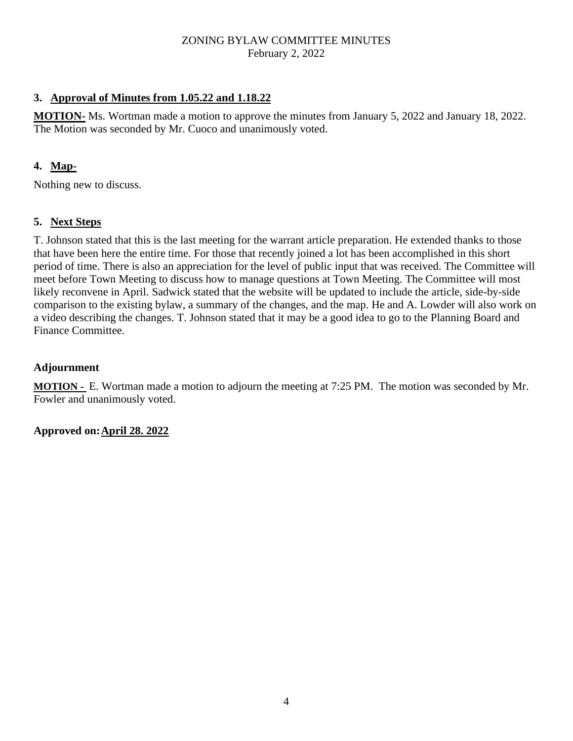ZONING BYLAW COMMITTEE MINUTES
February 2, 2022

### 3. Approval of Minutes from 1.05.22 and 1.18.22

**MOTION-** Ms. Wortman made a motion to approve the minutes from January 5, 2022 and January 18, 2022. The Motion was seconded by Mr. Cuoco and unanimously voted.

### 4. Map-

Nothing new to discuss.

### 5. Next Steps

T. Johnson stated that this is the last meeting for the warrant article preparation. He extended thanks to those that have been here the entire time. For those that recently joined a lot has been accomplished in this short period of time. There is also an appreciation for the level of public input that was received. The Committee will meet before Town Meeting to discuss how to manage questions at Town Meeting. The Committee will most likely reconvene in April. Sadwick stated that the website will be updated to include the article, side-by-side comparison to the existing bylaw, a summary of the changes, and the map. He and A. Lowder will also work on a video describing the changes. T. Johnson stated that it may be a good idea to go to the Planning Board and Finance Committee.

### Adjournment

**MOTION -** E. Wortman made a motion to adjourn the meeting at 7:25 PM. The motion was seconded by Mr. Fowler and unanimously voted.

**Approved on: April 28. 2022**